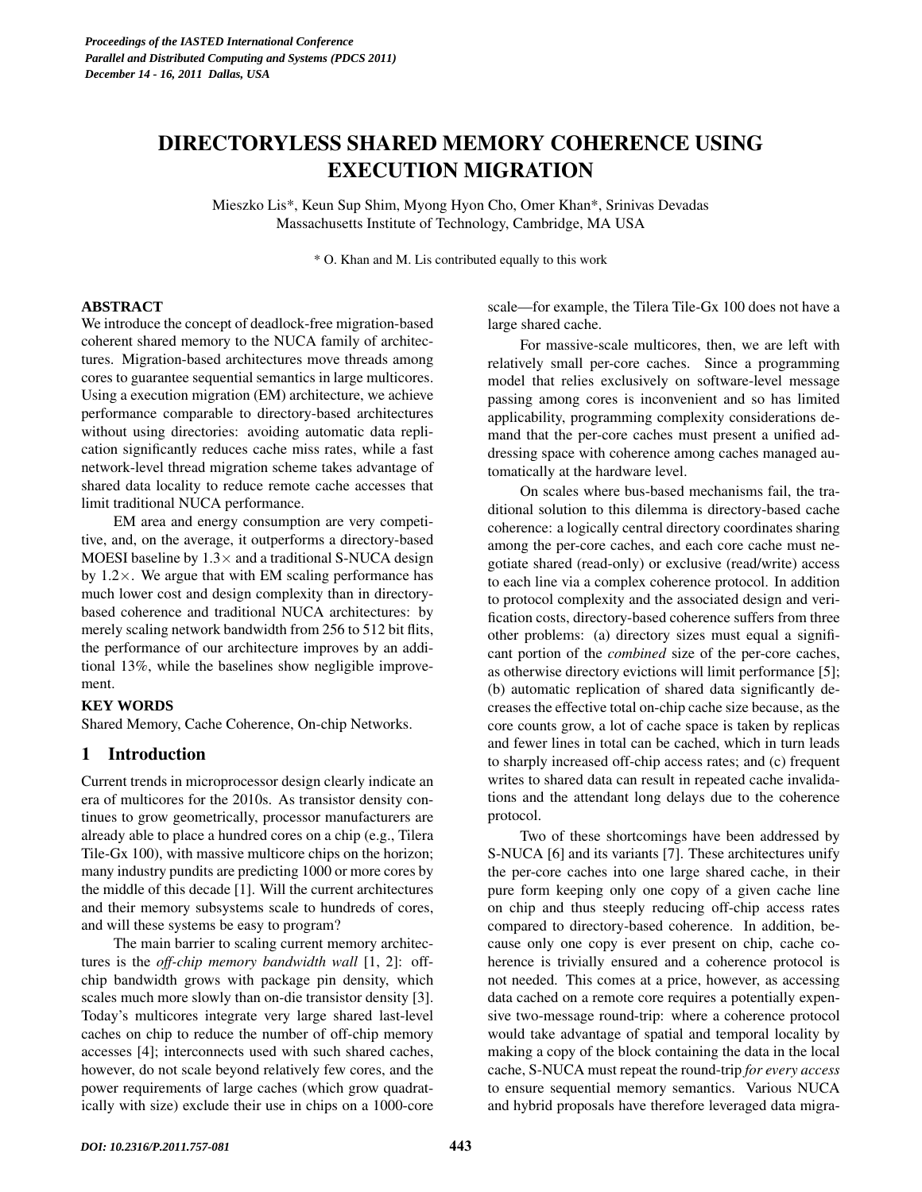# DIRECTORYLESS SHARED MEMORY COHERENCE USING EXECUTION MIGRATION

Mieszko Lis*, Keun Sup Shim, Myong Hyon Cho, Omer Khan*, Srinivas Devadas
Massachusetts Institute of Technology, Cambridge, MA USA

\* O. Khan and M. Lis contributed equally to this work

## ABSTRACT

We introduce the concept of deadlock-free migration-based coherent shared memory to the NUCA family of architectures. Migration-based architectures move threads among cores to guarantee sequential semantics in large multicores. Using a execution migration (EM) architecture, we achieve performance comparable to directory-based architectures without using directories: avoiding automatic data replication significantly reduces cache miss rates, while a fast network-level thread migration scheme takes advantage of shared data locality to reduce remote cache accesses that limit traditional NUCA performance.

EM area and energy consumption are very competitive, and, on the average, it outperforms a directory-based MOESI baseline by 1.3× and a traditional S-NUCA design by 1.2×. We argue that with EM scaling performance has much lower cost and design complexity than in directory-based coherence and traditional NUCA architectures: by merely scaling network bandwidth from 256 to 512 bit flits, the performance of our architecture improves by an additional 13%, while the baselines show negligible improvement.

## KEY WORDS

Shared Memory, Cache Coherence, On-chip Networks.

## 1 Introduction

Current trends in microprocessor design clearly indicate an era of multicores for the 2010s. As transistor density continues to grow geometrically, processor manufacturers are already able to place a hundred cores on a chip (e.g., Tilera Tile-Gx 100), with massive multicore chips on the horizon; many industry pundits are predicting 1000 or more cores by the middle of this decade [1]. Will the current architectures and their memory subsystems scale to hundreds of cores, and will these systems be easy to program?

The main barrier to scaling current memory architectures is the *off-chip memory bandwidth wall* [1, 2]: off-chip bandwidth grows with package pin density, which scales much more slowly than on-die transistor density [3]. Today's multicores integrate very large shared last-level caches on chip to reduce the number of off-chip memory accesses [4]; interconnects used with such shared caches, however, do not scale beyond relatively few cores, and the power requirements of large caches (which grow quadratically with size) exclude their use in chips on a 1000-core scale—for example, the Tilera Tile-Gx 100 does not have a large shared cache.

For massive-scale multicores, then, we are left with relatively small per-core caches. Since a programming model that relies exclusively on software-level message passing among cores is inconvenient and so has limited applicability, programming complexity considerations demand that the per-core caches must present a unified addressing space with coherence among caches managed automatically at the hardware level.

On scales where bus-based mechanisms fail, the traditional solution to this dilemma is directory-based cache coherence: a logically central directory coordinates sharing among the per-core caches, and each core cache must negotiate shared (read-only) or exclusive (read/write) access to each line via a complex coherence protocol. In addition to protocol complexity and the associated design and verification costs, directory-based coherence suffers from three other problems: (a) directory sizes must equal a significant portion of the *combined* size of the per-core caches, as otherwise directory evictions will limit performance [5]; (b) automatic replication of shared data significantly decreases the effective total on-chip cache size because, as the core counts grow, a lot of cache space is taken by replicas and fewer lines in total can be cached, which in turn leads to sharply increased off-chip access rates; and (c) frequent writes to shared data can result in repeated cache invalidations and the attendant long delays due to the coherence protocol.

Two of these shortcomings have been addressed by S-NUCA [6] and its variants [7]. These architectures unify the per-core caches into one large shared cache, in their pure form keeping only one copy of a given cache line on chip and thus steeply reducing off-chip access rates compared to directory-based coherence. In addition, because only one copy is ever present on chip, cache coherence is trivially ensured and a coherence protocol is not needed. This comes at a price, however, as accessing data cached on a remote core requires a potentially expensive two-message round-trip: where a coherence protocol would take advantage of spatial and temporal locality by making a copy of the block containing the data in the local cache, S-NUCA must repeat the round-trip *for every access* to ensure sequential memory semantics. Various NUCA and hybrid proposals have therefore leveraged data migra-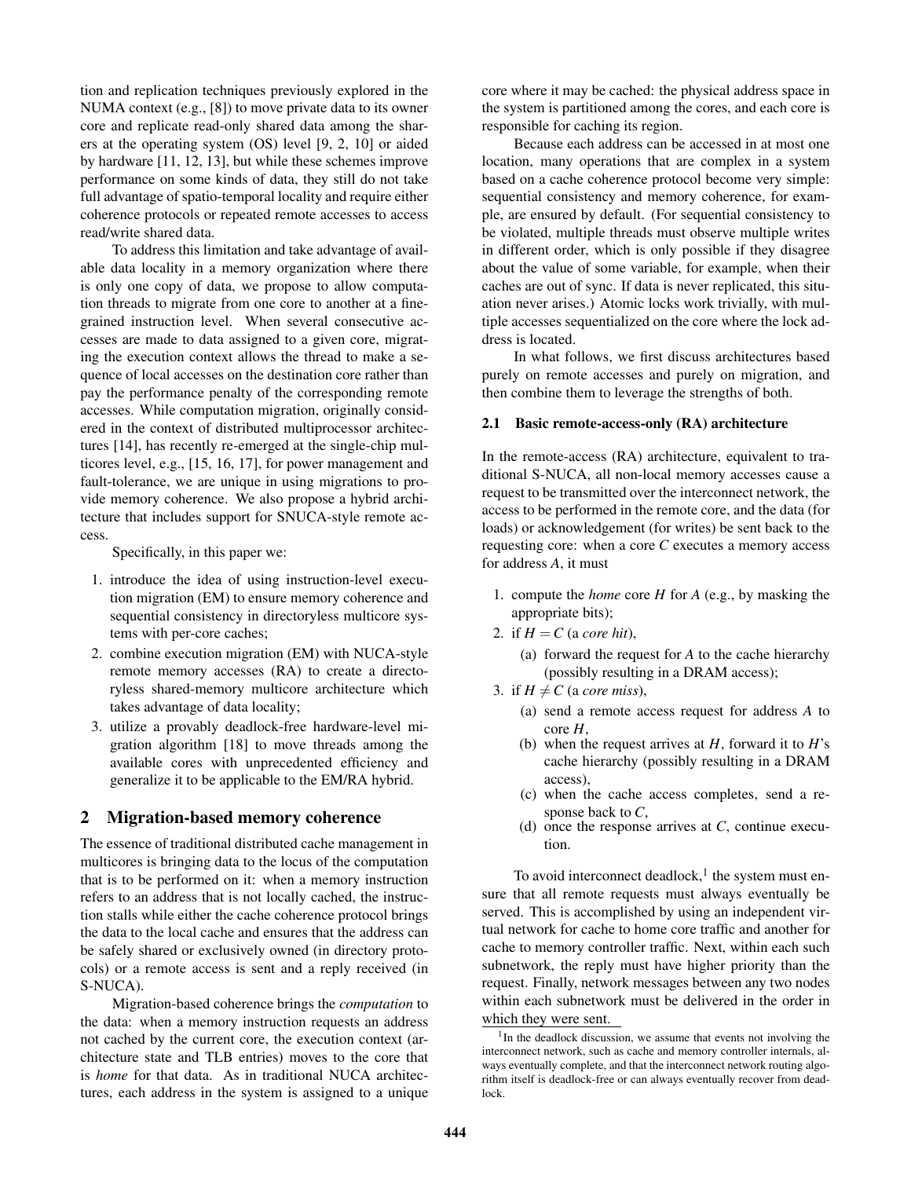tion and replication techniques previously explored in the NUMA context (e.g., [8]) to move private data to its owner core and replicate read-only shared data among the sharers at the operating system (OS) level [9, 2, 10] or aided by hardware [11, 12, 13], but while these schemes improve performance on some kinds of data, they still do not take full advantage of spatio-temporal locality and require either coherence protocols or repeated remote accesses to access read/write shared data.

To address this limitation and take advantage of available data locality in a memory organization where there is only one copy of data, we propose to allow computation threads to migrate from one core to another at a fine-grained instruction level. When several consecutive accesses are made to data assigned to a given core, migrating the execution context allows the thread to make a sequence of local accesses on the destination core rather than pay the performance penalty of the corresponding remote accesses. While computation migration, originally considered in the context of distributed multiprocessor architectures [14], has recently re-emerged at the single-chip multicores level, e.g., [15, 16, 17], for power management and fault-tolerance, we are unique in using migrations to provide memory coherence. We also propose a hybrid architecture that includes support for SNUCA-style remote access.

Specifically, in this paper we:

1. introduce the idea of using instruction-level execution migration (EM) to ensure memory coherence and sequential consistency in directoryless multicore systems with per-core caches;
2. combine execution migration (EM) with NUCA-style remote memory accesses (RA) to create a directoryless shared-memory multicore architecture which takes advantage of data locality;
3. utilize a provably deadlock-free hardware-level migration algorithm [18] to move threads among the available cores with unprecedented efficiency and generalize it to be applicable to the EM/RA hybrid.

## 2 Migration-based memory coherence

The essence of traditional distributed cache management in multicores is bringing data to the locus of the computation that is to be performed on it: when a memory instruction refers to an address that is not locally cached, the instruction stalls while either the cache coherence protocol brings the data to the local cache and ensures that the address can be safely shared or exclusively owned (in directory protocols) or a remote access is sent and a reply received (in S-NUCA).

Migration-based coherence brings the *computation* to the data: when a memory instruction requests an address not cached by the current core, the execution context (architecture state and TLB entries) moves to the core that is *home* for that data. As in traditional NUCA architectures, each address in the system is assigned to a unique core where it may be cached: the physical address space in the system is partitioned among the cores, and each core is responsible for caching its region.

Because each address can be accessed in at most one location, many operations that are complex in a system based on a cache coherence protocol become very simple: sequential consistency and memory coherence, for example, are ensured by default. (For sequential consistency to be violated, multiple threads must observe multiple writes in different order, which is only possible if they disagree about the value of some variable, for example, when their caches are out of sync. If data is never replicated, this situation never arises.) Atomic locks work trivially, with multiple accesses sequentialized on the core where the lock address is located.

In what follows, we first discuss architectures based purely on remote accesses and purely on migration, and then combine them to leverage the strengths of both.

### 2.1 Basic remote-access-only (RA) architecture

In the remote-access (RA) architecture, equivalent to traditional S-NUCA, all non-local memory accesses cause a request to be transmitted over the interconnect network, the access to be performed in the remote core, and the data (for loads) or acknowledgement (for writes) be sent back to the requesting core: when a core $C$ executes a memory access for address $A$, it must

1. compute the *home* core $H$ for $A$ (e.g., by masking the appropriate bits);
2. if $H = C$ (a *core hit*),
   (a) forward the request for $A$ to the cache hierarchy (possibly resulting in a DRAM access);
3. if $H \neq C$ (a *core miss*),
   (a) send a remote access request for address $A$ to core $H$,
   (b) when the request arrives at $H$, forward it to $H$'s cache hierarchy (possibly resulting in a DRAM access),
   (c) when the cache access completes, send a response back to $C$,
   (d) once the response arrives at $C$, continue execution.

To avoid interconnect deadlock,[1] the system must ensure that all remote requests must always eventually be served. This is accomplished by using an independent virtual network for cache to home core traffic and another for cache to memory controller traffic. Next, within each such subnetwork, the reply must have higher priority than the request. Finally, network messages between any two nodes within each subnetwork must be delivered in the order in which they were sent.

[1] In the deadlock discussion, we assume that events not involving the interconnect network, such as cache and memory controller internals, always eventually complete, and that the interconnect network routing algorithm itself is deadlock-free or can always eventually recover from deadlock.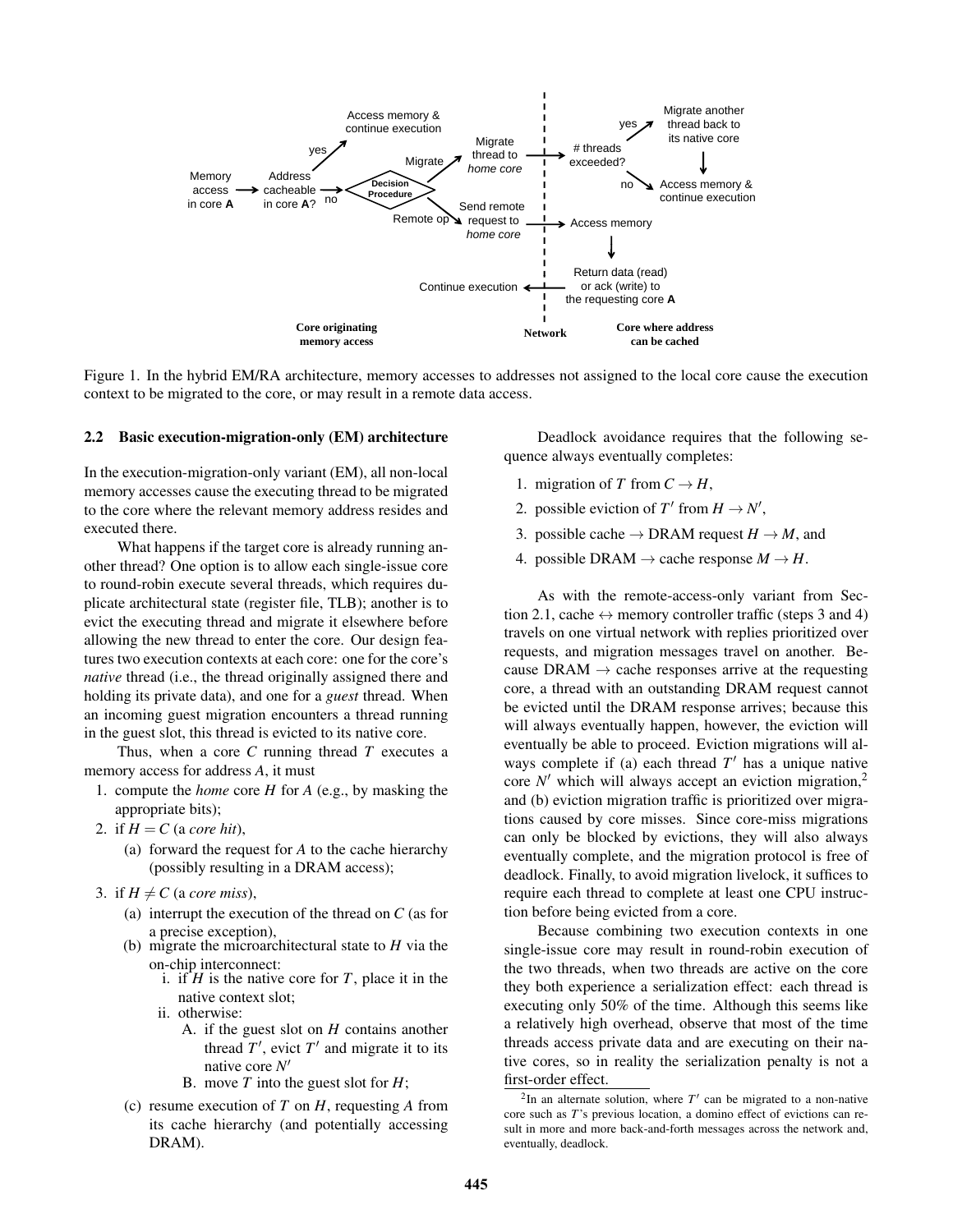Memory access in core **A**

Address cacheable in core **A**?

yes

Access memory & continue execution

no

Decision Procedure

Migrate

Migrate thread to *home core*

Remote op

Send remote request to *home core*

# threads exceeded?

yes

Migrate another thread back to its native core

no

Access memory & continue execution

Access memory

Return data (read) or ack (write) to the requesting core **A**

Continue execution

**Core originating memory access**

**Network**

**Core where address can be cached**

Figure 1. In the hybrid EM/RA architecture, memory accesses to addresses not assigned to the local core cause the execution context to be migrated to the core, or may result in a remote data access.

## 2.2 Basic execution-migration-only (EM) architecture

In the execution-migration-only variant (EM), all non-local memory accesses cause the executing thread to be migrated to the core where the relevant memory address resides and executed there.

What happens if the target core is already running another thread? One option is to allow each single-issue core to round-robin execute several threads, which requires duplicate architectural state (register file, TLB); another is to evict the executing thread and migrate it elsewhere before allowing the new thread to enter the core. Our design features two execution contexts at each core: one for the core's *native* thread (i.e., the thread originally assigned there and holding its private data), and one for a *guest* thread. When an incoming guest migration encounters a thread running in the guest slot, this thread is evicted to its native core.

Thus, when a core $C$ running thread $T$ executes a memory access for address $A$, it must

1. compute the *home* core $H$ for $A$ (e.g., by masking the appropriate bits);
2. if $H = C$ (a *core hit*),
   (a) forward the request for $A$ to the cache hierarchy (possibly resulting in a DRAM access);
3. if $H \neq C$ (a *core miss*),
   (a) interrupt the execution of the thread on $C$ (as for a precise exception),
   (b) migrate the microarchitectural state to $H$ via the on-chip interconnect:
      i. if $H$ is the native core for $T$, place it in the native context slot;
      ii. otherwise:
         A. if the guest slot on $H$ contains another thread $T'$, evict $T'$ and migrate it to its native core $N'$
         B. move $T$ into the guest slot for $H$;
   (c) resume execution of $T$ on $H$, requesting $A$ from its cache hierarchy (and potentially accessing DRAM).

Deadlock avoidance requires that the following sequence always eventually completes:

1. migration of $T$ from $C \rightarrow H$,
2. possible eviction of $T'$ from $H \rightarrow N'$,
3. possible cache $\rightarrow$ DRAM request $H \rightarrow M$, and
4. possible DRAM $\rightarrow$ cache response $M \rightarrow H$.

As with the remote-access-only variant from Section 2.1, cache $\leftrightarrow$ memory controller traffic (steps 3 and 4) travels on one virtual network with replies prioritized over requests, and migration messages travel on another. Because DRAM $\rightarrow$ cache responses arrive at the requesting core, a thread with an outstanding DRAM request cannot be evicted until the DRAM response arrives; because this will always eventually happen, however, the eviction will eventually be able to proceed. Eviction migrations will always complete if (a) each thread $T'$ has a unique native core $N'$ which will always accept an eviction migration,[2] and (b) eviction migration traffic is prioritized over migrations caused by core misses. Since core-miss migrations can only be blocked by evictions, they will also always eventually complete, and the migration protocol is free of deadlock. Finally, to avoid migration livelock, it suffices to require each thread to complete at least one CPU instruction before being evicted from a core.

Because combining two execution contexts in one single-issue core may result in round-robin execution of the two threads, when two threads are active on the core they both experience a serialization effect: each thread is executing only 50% of the time. Although this seems like a relatively high overhead, observe that most of the time threads access private data and are executing on their native cores, so in reality the serialization penalty is not a first-order effect.

[2]In an alternate solution, where $T'$ can be migrated to a non-native core such as $T$'s previous location, a domino effect of evictions can result in more and more back-and-forth messages across the network and, eventually, deadlock.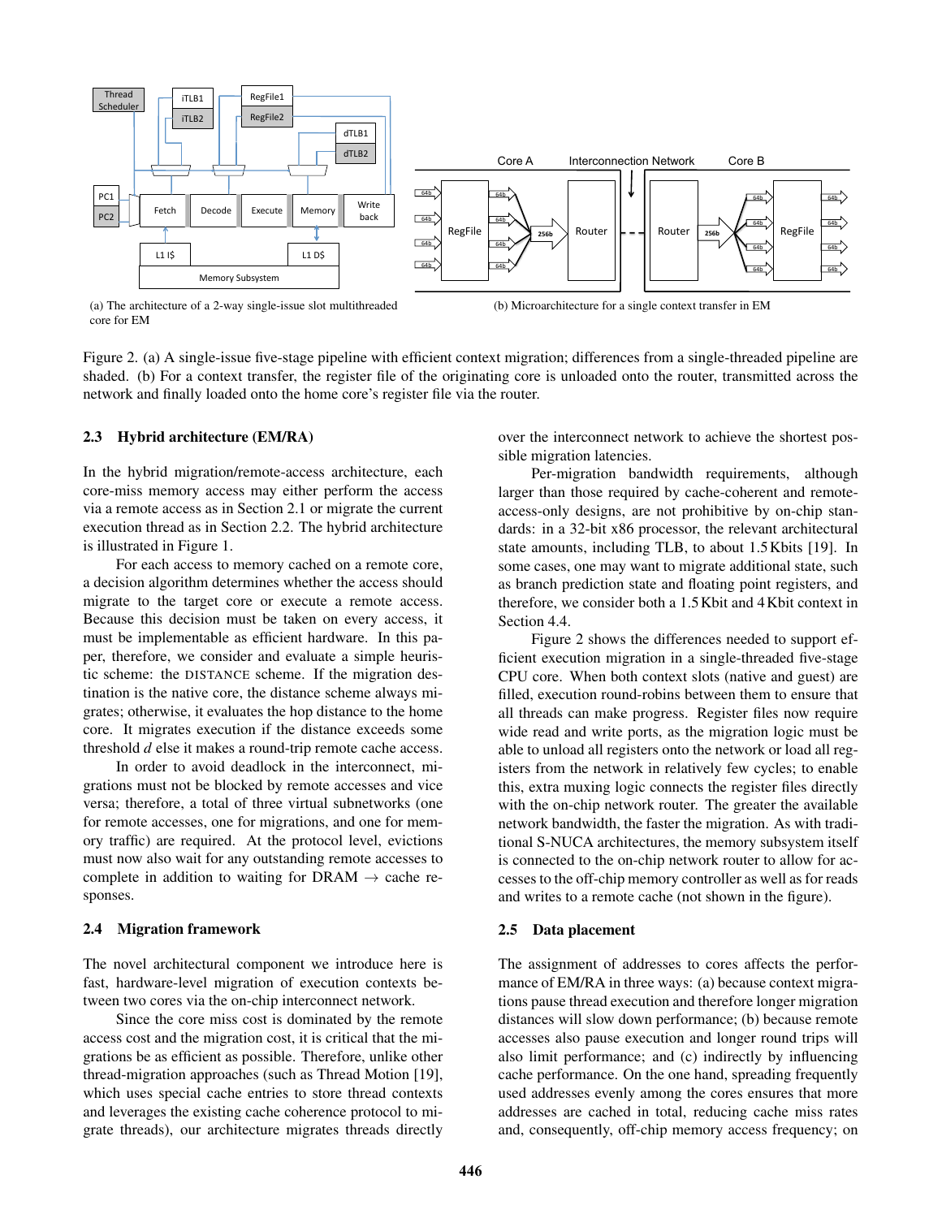(a) The architecture of a 2-way single-issue slot multithreaded core for EM

(b) Microarchitecture for a single context transfer in EM

Figure 2. (a) A single-issue five-stage pipeline with efficient context migration; differences from a single-threaded pipeline are shaded. (b) For a context transfer, the register file of the originating core is unloaded onto the router, transmitted across the network and finally loaded onto the home core's register file via the router.

### 2.3 Hybrid architecture (EM/RA)

In the hybrid migration/remote-access architecture, each core-miss memory access may either perform the access via a remote access as in Section 2.1 or migrate the current execution thread as in Section 2.2. The hybrid architecture is illustrated in Figure 1.

For each access to memory cached on a remote core, a decision algorithm determines whether the access should migrate to the target core or execute a remote access. Because this decision must be taken on every access, it must be implementable as efficient hardware. In this paper, therefore, we consider and evaluate a simple heuristic scheme: the DISTANCE scheme. If the migration destination is the native core, the distance scheme always migrates; otherwise, it evaluates the hop distance to the home core. It migrates execution if the distance exceeds some threshold *d* else it makes a round-trip remote cache access.

In order to avoid deadlock in the interconnect, migrations must not be blocked by remote accesses and vice versa; therefore, a total of three virtual subnetworks (one for remote accesses, one for migrations, and one for memory traffic) are required. At the protocol level, evictions must now also wait for any outstanding remote accesses to complete in addition to waiting for DRAM $\rightarrow$ cache responses.

### 2.4 Migration framework

The novel architectural component we introduce here is fast, hardware-level migration of execution contexts between two cores via the on-chip interconnect network.

Since the core miss cost is dominated by the remote access cost and the migration cost, it is critical that the migrations be as efficient as possible. Therefore, unlike other thread-migration approaches (such as Thread Motion [19], which uses special cache entries to store thread contexts and leverages the existing cache coherence protocol to migrate threads), our architecture migrates threads directly over the interconnect network to achieve the shortest possible migration latencies.

Per-migration bandwidth requirements, although larger than those required by cache-coherent and remote-access-only designs, are not prohibitive by on-chip standards: in a 32-bit x86 processor, the relevant architectural state amounts, including TLB, to about 1.5 Kbits [19]. In some cases, one may want to migrate additional state, such as branch prediction state and floating point registers, and therefore, we consider both a 1.5 Kbit and 4 Kbit context in Section 4.4.

Figure 2 shows the differences needed to support efficient execution migration in a single-threaded five-stage CPU core. When both context slots (native and guest) are filled, execution round-robins between them to ensure that all threads can make progress. Register files now require wide read and write ports, as the migration logic must be able to unload all registers onto the network or load all registers from the network in relatively few cycles; to enable this, extra muxing logic connects the register files directly with the on-chip network router. The greater the available network bandwidth, the faster the migration. As with traditional S-NUCA architectures, the memory subsystem itself is connected to the on-chip network router to allow for accesses to the off-chip memory controller as well as for reads and writes to a remote cache (not shown in the figure).

### 2.5 Data placement

The assignment of addresses to cores affects the performance of EM/RA in three ways: (a) because context migrations pause thread execution and therefore longer migration distances will slow down performance; (b) because remote accesses also pause execution and longer round trips will also limit performance; and (c) indirectly by influencing cache performance. On the one hand, spreading frequently used addresses evenly among the cores ensures that more addresses are cached in total, reducing cache miss rates and, consequently, off-chip memory access frequency; on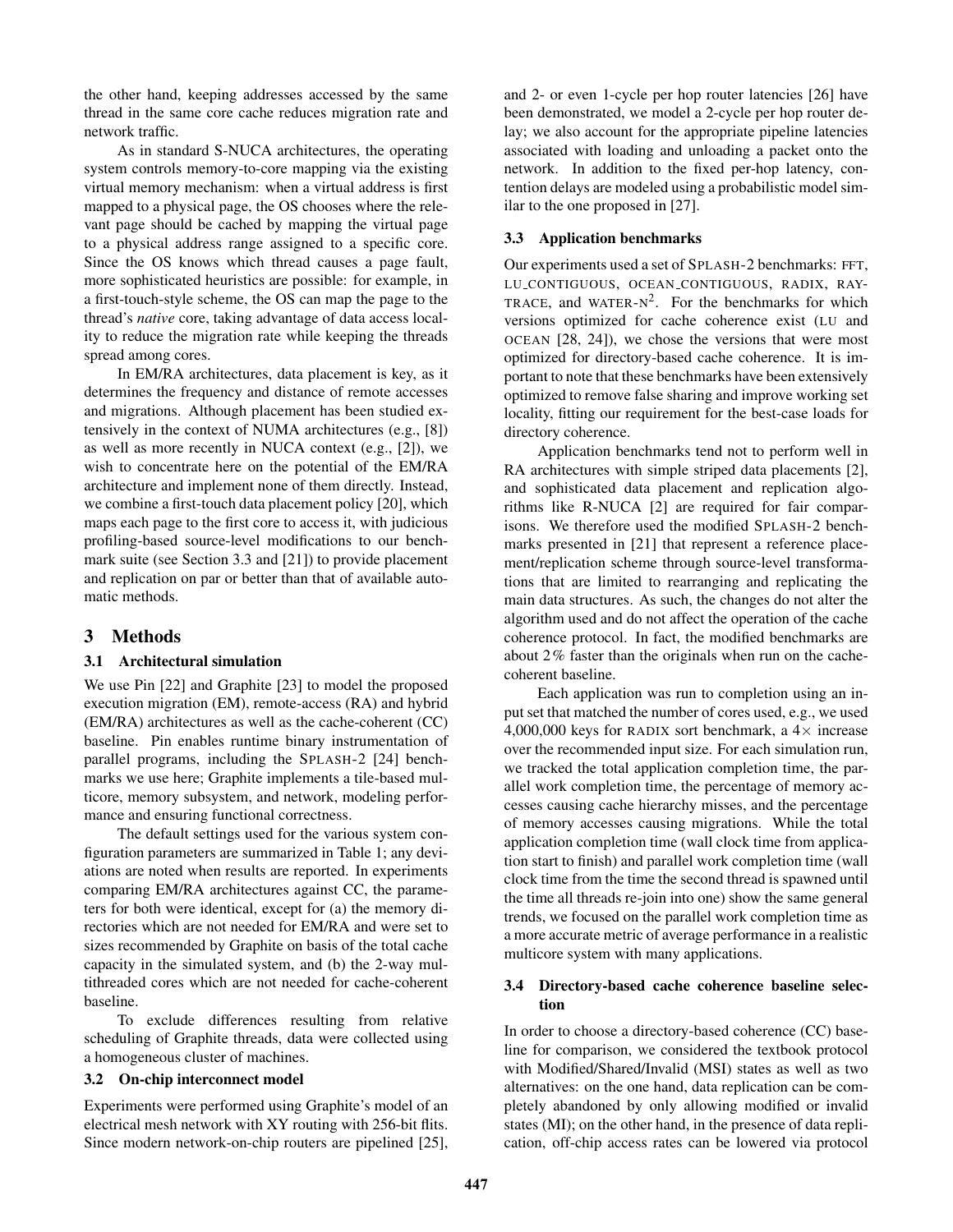the other hand, keeping addresses accessed by the same thread in the same core cache reduces migration rate and network traffic.

As in standard S-NUCA architectures, the operating system controls memory-to-core mapping via the existing virtual memory mechanism: when a virtual address is first mapped to a physical page, the OS chooses where the relevant page should be cached by mapping the virtual page to a physical address range assigned to a specific core. Since the OS knows which thread causes a page fault, more sophisticated heuristics are possible: for example, in a first-touch-style scheme, the OS can map the page to the thread's *native* core, taking advantage of data access locality to reduce the migration rate while keeping the threads spread among cores.

In EM/RA architectures, data placement is key, as it determines the frequency and distance of remote accesses and migrations. Although placement has been studied extensively in the context of NUMA architectures (e.g., [8]) as well as more recently in NUCA context (e.g., [2]), we wish to concentrate here on the potential of the EM/RA architecture and implement none of them directly. Instead, we combine a first-touch data placement policy [20], which maps each page to the first core to access it, with judicious profiling-based source-level modifications to our benchmark suite (see Section 3.3 and [21]) to provide placement and replication on par or better than that of available automatic methods.

## 3 Methods

### 3.1 Architectural simulation

We use Pin [22] and Graphite [23] to model the proposed execution migration (EM), remote-access (RA) and hybrid (EM/RA) architectures as well as the cache-coherent (CC) baseline. Pin enables runtime binary instrumentation of parallel programs, including the SPLASH-2 [24] benchmarks we use here; Graphite implements a tile-based multicore, memory subsystem, and network, modeling performance and ensuring functional correctness.

The default settings used for the various system configuration parameters are summarized in Table 1; any deviations are noted when results are reported. In experiments comparing EM/RA architectures against CC, the parameters for both were identical, except for (a) the memory directories which are not needed for EM/RA and were set to sizes recommended by Graphite on basis of the total cache capacity in the simulated system, and (b) the 2-way multithreaded cores which are not needed for cache-coherent baseline.

To exclude differences resulting from relative scheduling of Graphite threads, data were collected using a homogeneous cluster of machines.

### 3.2 On-chip interconnect model

Experiments were performed using Graphite's model of an electrical mesh network with XY routing with 256-bit flits. Since modern network-on-chip routers are pipelined [25], and 2- or even 1-cycle per hop router latencies [26] have been demonstrated, we model a 2-cycle per hop router delay; we also account for the appropriate pipeline latencies associated with loading and unloading a packet onto the network. In addition to the fixed per-hop latency, contention delays are modeled using a probabilistic model similar to the one proposed in [27].

### 3.3 Application benchmarks

Our experiments used a set of SPLASH-2 benchmarks: FFT, LU_CONTIGUOUS, OCEAN_CONTIGUOUS, RADIX, RAYTRACE, and WATER-N$^2$. For the benchmarks for which versions optimized for cache coherence exist (LU and OCEAN [28, 24]), we chose the versions that were most optimized for directory-based cache coherence. It is important to note that these benchmarks have been extensively optimized to remove false sharing and improve working set locality, fitting our requirement for the best-case loads for directory coherence.

Application benchmarks tend not to perform well in RA architectures with simple striped data placements [2], and sophisticated data placement and replication algorithms like R-NUCA [2] are required for fair comparisons. We therefore used the modified SPLASH-2 benchmarks presented in [21] that represent a reference placement/replication scheme through source-level transformations that are limited to rearranging and replicating the main data structures. As such, the changes do not alter the algorithm used and do not affect the operation of the cache coherence protocol. In fact, the modified benchmarks are about 2% faster than the originals when run on the cache-coherent baseline.

Each application was run to completion using an input set that matched the number of cores used, e.g., we used 4,000,000 keys for RADIX sort benchmark, a 4× increase over the recommended input size. For each simulation run, we tracked the total application completion time, the parallel work completion time, the percentage of memory accesses causing cache hierarchy misses, and the percentage of memory accesses causing migrations. While the total application completion time (wall clock time from application start to finish) and parallel work completion time (wall clock time from the time the second thread is spawned until the time all threads re-join into one) show the same general trends, we focused on the parallel work completion time as a more accurate metric of average performance in a realistic multicore system with many applications.

### 3.4 Directory-based cache coherence baseline selection

In order to choose a directory-based coherence (CC) baseline for comparison, we considered the textbook protocol with Modified/Shared/Invalid (MSI) states as well as two alternatives: on the one hand, data replication can be completely abandoned by only allowing modified or invalid states (MI); on the other hand, in the presence of data replication, off-chip access rates can be lowered via protocol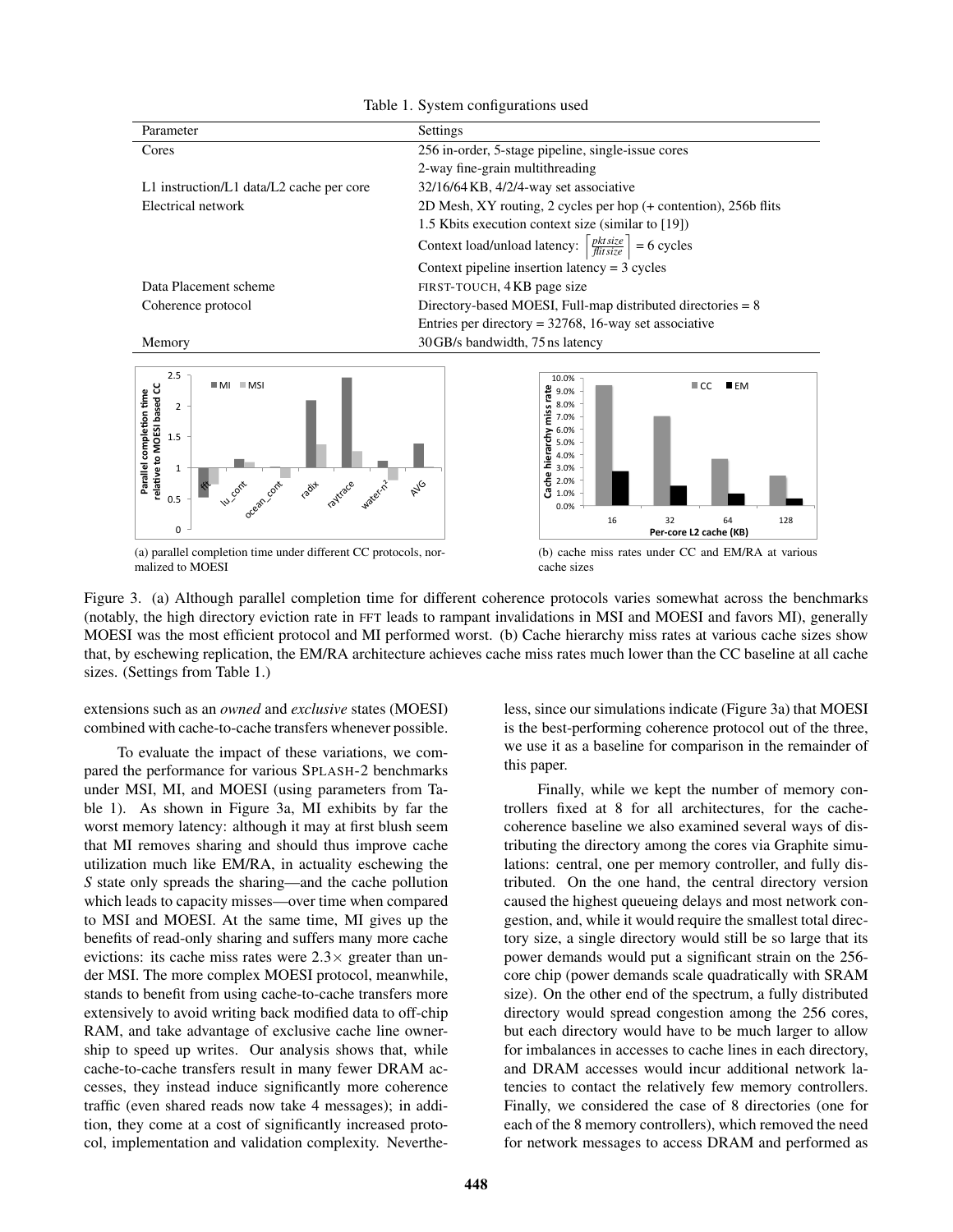Table 1. System configurations used

| Parameter | Settings |
| --- | --- |
| Cores | 256 in-order, 5-stage pipeline, single-issue cores |
| | 2-way fine-grain multithreading |
| L1 instruction/L1 data/L2 cache per core | 32/16/64 KB, 4/2/4-way set associative |
| Electrical network | 2D Mesh, XY routing, 2 cycles per hop (+ contention), 256b flits |
| | 1.5 Kbits execution context size (similar to [19]) |
| | Context load/unload latency: $\left\lceil \frac{pkt\,size}{flit\,size} \right\rceil = 6$ cycles |
| | Context pipeline insertion latency = 3 cycles |
| Data Placement scheme | FIRST-TOUCH, 4 KB page size |
| Coherence protocol | Directory-based MOESI, Full-map distributed directories = 8 |
| | Entries per directory = 32768, 16-way set associative |
| Memory | 30 GB/s bandwidth, 75 ns latency |

(a) parallel completion time under different CC protocols, normalized to MOESI

(b) cache miss rates under CC and EM/RA at various cache sizes

Figure 3. (a) Although parallel completion time for different coherence protocols varies somewhat across the benchmarks (notably, the high directory eviction rate in FFT leads to rampant invalidations in MSI and MOESI and favors MI), generally MOESI was the most efficient protocol and MI performed worst. (b) Cache hierarchy miss rates at various cache sizes show that, by eschewing replication, the EM/RA architecture achieves cache miss rates much lower than the CC baseline at all cache sizes. (Settings from Table 1.)

extensions such as an *owned* and *exclusive* states (MOESI) combined with cache-to-cache transfers whenever possible.

To evaluate the impact of these variations, we compared the performance for various SPLASH-2 benchmarks under MSI, MI, and MOESI (using parameters from Table 1). As shown in Figure 3a, MI exhibits by far the worst memory latency: although it may at first blush seem that MI removes sharing and should thus improve cache utilization much like EM/RA, in actuality eschewing the *S* state only spreads the sharing—and the cache pollution which leads to capacity misses—over time when compared to MSI and MOESI. At the same time, MI gives up the benefits of read-only sharing and suffers many more cache evictions: its cache miss rates were $2.3\times$ greater than under MSI. The more complex MOESI protocol, meanwhile, stands to benefit from using cache-to-cache transfers more extensively to avoid writing back modified data to off-chip RAM, and take advantage of exclusive cache line ownership to speed up writes. Our analysis shows that, while cache-to-cache transfers result in many fewer DRAM accesses, they instead induce significantly more coherence traffic (even shared reads now take 4 messages); in addition, they come at a cost of significantly increased protocol, implementation and validation complexity. Nevertheless, since our simulations indicate (Figure 3a) that MOESI is the best-performing coherence protocol out of the three, we use it as a baseline for comparison in the remainder of this paper.

Finally, while we kept the number of memory controllers fixed at 8 for all architectures, for the cache-coherence baseline we also examined several ways of distributing the directory among the cores via Graphite simulations: central, one per memory controller, and fully distributed. On the one hand, the central directory version caused the highest queueing delays and most network congestion, and, while it would require the smallest total directory size, a single directory would still be so large that its power demands would put a significant strain on the 256-core chip (power demands scale quadratically with SRAM size). On the other end of the spectrum, a fully distributed directory would spread congestion among the 256 cores, but each directory would have to be much larger to allow for imbalances in accesses to cache lines in each directory, and DRAM accesses would incur additional network latencies to contact the relatively few memory controllers. Finally, we considered the case of 8 directories (one for each of the 8 memory controllers), which removed the need for network messages to access DRAM and performed as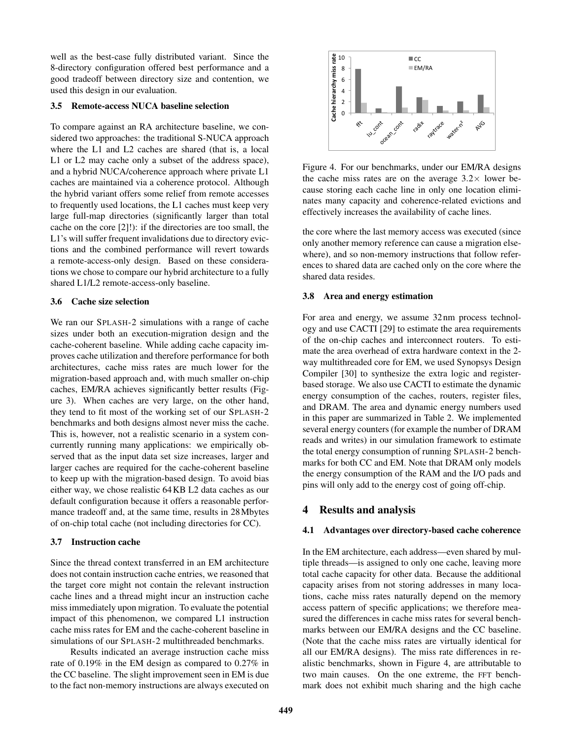well as the best-case fully distributed variant. Since the 8-directory configuration offered best performance and a good tradeoff between directory size and contention, we used this design in our evaluation.

### 3.5 Remote-access NUCA baseline selection

To compare against an RA architecture baseline, we considered two approaches: the traditional S-NUCA approach where the L1 and L2 caches are shared (that is, a local L1 or L2 may cache only a subset of the address space), and a hybrid NUCA/coherence approach where private L1 caches are maintained via a coherence protocol. Although the hybrid variant offers some relief from remote accesses to frequently used locations, the L1 caches must keep very large full-map directories (significantly larger than total cache on the core [2]!): if the directories are too small, the L1's will suffer frequent invalidations due to directory evictions and the combined performance will revert towards a remote-access-only design. Based on these considerations we chose to compare our hybrid architecture to a fully shared L1/L2 remote-access-only baseline.

### 3.6 Cache size selection

We ran our SPLASH-2 simulations with a range of cache sizes under both an execution-migration design and the cache-coherent baseline. While adding cache capacity improves cache utilization and therefore performance for both architectures, cache miss rates are much lower for the migration-based approach and, with much smaller on-chip caches, EM/RA achieves significantly better results (Figure 3). When caches are very large, on the other hand, they tend to fit most of the working set of our SPLASH-2 benchmarks and both designs almost never miss the cache. This is, however, not a realistic scenario in a system concurrently running many applications: we empirically observed that as the input data set size increases, larger and larger caches are required for the cache-coherent baseline to keep up with the migration-based design. To avoid bias either way, we chose realistic 64 KB L2 data caches as our default configuration because it offers a reasonable performance tradeoff and, at the same time, results in 28 Mbytes of on-chip total cache (not including directories for CC).

### 3.7 Instruction cache

Since the thread context transferred in an EM architecture does not contain instruction cache entries, we reasoned that the target core might not contain the relevant instruction cache lines and a thread might incur an instruction cache miss immediately upon migration. To evaluate the potential impact of this phenomenon, we compared L1 instruction cache miss rates for EM and the cache-coherent baseline in simulations of our SPLASH-2 multithreaded benchmarks.

Results indicated an average instruction cache miss rate of 0.19% in the EM design as compared to 0.27% in the CC baseline. The slight improvement seen in EM is due to the fact non-memory instructions are always executed on the core where the last memory access was executed (since only another memory reference can cause a migration elsewhere), and so non-memory instructions that follow references to shared data are cached only on the core where the shared data resides.

Figure 4. For our benchmarks, under our EM/RA designs the cache miss rates are on the average $3.2\times$ lower because storing each cache line in only one location eliminates many capacity and coherence-related evictions and effectively increases the availability of cache lines.

### 3.8 Area and energy estimation

For area and energy, we assume 32 nm process technology and use CACTI [29] to estimate the area requirements of the on-chip caches and interconnect routers. To estimate the area overhead of extra hardware context in the 2-way multithreaded core for EM, we used Synopsys Design Compiler [30] to synthesize the extra logic and register-based storage. We also use CACTI to estimate the dynamic energy consumption of the caches, routers, register files, and DRAM. The area and dynamic energy numbers used in this paper are summarized in Table 2. We implemented several energy counters (for example the number of DRAM reads and writes) in our simulation framework to estimate the total energy consumption of running SPLASH-2 benchmarks for both CC and EM. Note that DRAM only models the energy consumption of the RAM and the I/O pads and pins will only add to the energy cost of going off-chip.

## 4 Results and analysis

### 4.1 Advantages over directory-based cache coherence

In the EM architecture, each address—even shared by multiple threads—is assigned to only one cache, leaving more total cache capacity for other data. Because the additional capacity arises from not storing addresses in many locations, cache miss rates naturally depend on the memory access pattern of specific applications; we therefore measured the differences in cache miss rates for several benchmarks between our EM/RA designs and the CC baseline. (Note that the cache miss rates are virtually identical for all our EM/RA designs). The miss rate differences in realistic benchmarks, shown in Figure 4, are attributable to two main causes. On the one extreme, the FFT benchmark does not exhibit much sharing and the high cache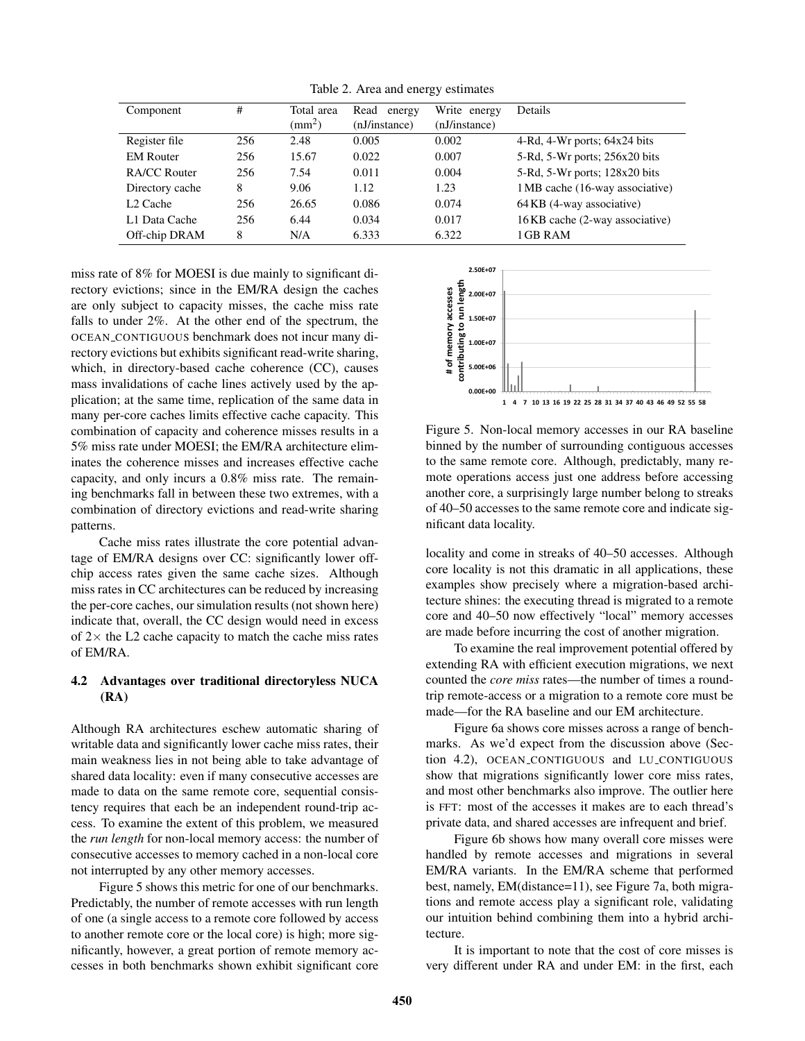Table 2. Area and energy estimates

| Component | # | Total area (mm$^2$) | Read energy (nJ/instance) | Write energy (nJ/instance) | Details |
|---|---|---|---|---|---|
| Register file | 256 | 2.48 | 0.005 | 0.002 | 4-Rd, 4-Wr ports; 64x24 bits |
| EM Router | 256 | 15.67 | 0.022 | 0.007 | 5-Rd, 5-Wr ports; 256x20 bits |
| RA/CC Router | 256 | 7.54 | 0.011 | 0.004 | 5-Rd, 5-Wr ports; 128x20 bits |
| Directory cache | 8 | 9.06 | 1.12 | 1.23 | 1 MB cache (16-way associative) |
| L2 Cache | 256 | 26.65 | 0.086 | 0.074 | 64 KB (4-way associative) |
| L1 Data Cache | 256 | 6.44 | 0.034 | 0.017 | 16 KB cache (2-way associative) |
| Off-chip DRAM | 8 | N/A | 6.333 | 6.322 | 1 GB RAM |

miss rate of 8% for MOESI is due mainly to significant directory evictions; since in the EM/RA design the caches are only subject to capacity misses, the cache miss rate falls to under 2%. At the other end of the spectrum, the OCEAN_CONTIGUOUS benchmark does not incur many directory evictions but exhibits significant read-write sharing, which, in directory-based cache coherence (CC), causes mass invalidations of cache lines actively used by the application; at the same time, replication of the same data in many per-core caches limits effective cache capacity. This combination of capacity and coherence misses results in a 5% miss rate under MOESI; the EM/RA architecture eliminates the coherence misses and increases effective cache capacity, and only incurs a 0.8% miss rate. The remaining benchmarks fall in between these two extremes, with a combination of directory evictions and read-write sharing patterns.

Cache miss rates illustrate the core potential advantage of EM/RA designs over CC: significantly lower off-chip access rates given the same cache sizes. Although miss rates in CC architectures can be reduced by increasing the per-core caches, our simulation results (not shown here) indicate that, overall, the CC design would need in excess of 2× the L2 cache capacity to match the cache miss rates of EM/RA.

### 4.2 Advantages over traditional directoryless NUCA (RA)

Although RA architectures eschew automatic sharing of writable data and significantly lower cache miss rates, their main weakness lies in not being able to take advantage of shared data locality: even if many consecutive accesses are made to data on the same remote core, sequential consistency requires that each be an independent round-trip access. To examine the extent of this problem, we measured the *run length* for non-local memory access: the number of consecutive accesses to memory cached in a non-local core not interrupted by any other memory accesses.

Figure 5 shows this metric for one of our benchmarks. Predictably, the number of remote accesses with run length of one (a single access to a remote core followed by access to another remote core or the local core) is high; more significantly, however, a great portion of remote memory accesses in both benchmarks shown exhibit significant core locality and come in streaks of 40–50 accesses. Although core locality is not this dramatic in all applications, these examples show precisely where a migration-based architecture shines: the executing thread is migrated to a remote core and 40–50 now effectively "local" memory accesses are made before incurring the cost of another migration.

Figure 5. Non-local memory accesses in our RA baseline binned by the number of surrounding contiguous accesses to the same remote core. Although, predictably, many remote operations access just one address before accessing another core, a surprisingly large number belong to streaks of 40–50 accesses to the same remote core and indicate significant data locality.

To examine the real improvement potential offered by extending RA with efficient execution migrations, we next counted the *core miss* rates—the number of times a round-trip remote-access or a migration to a remote core must be made—for the RA baseline and our EM architecture.

Figure 6a shows core misses across a range of benchmarks. As we'd expect from the discussion above (Section 4.2), OCEAN_CONTIGUOUS and LU_CONTIGUOUS show that migrations significantly lower core miss rates, and most other benchmarks also improve. The outlier here is FFT: most of the accesses it makes are to each thread's private data, and shared accesses are infrequent and brief.

Figure 6b shows how many overall core misses were handled by remote accesses and migrations in several EM/RA variants. In the EM/RA scheme that performed best, namely, EM(distance=11), see Figure 7a, both migrations and remote access play a significant role, validating our intuition behind combining them into a hybrid architecture.

It is important to note that the cost of core misses is very different under RA and under EM: in the first, each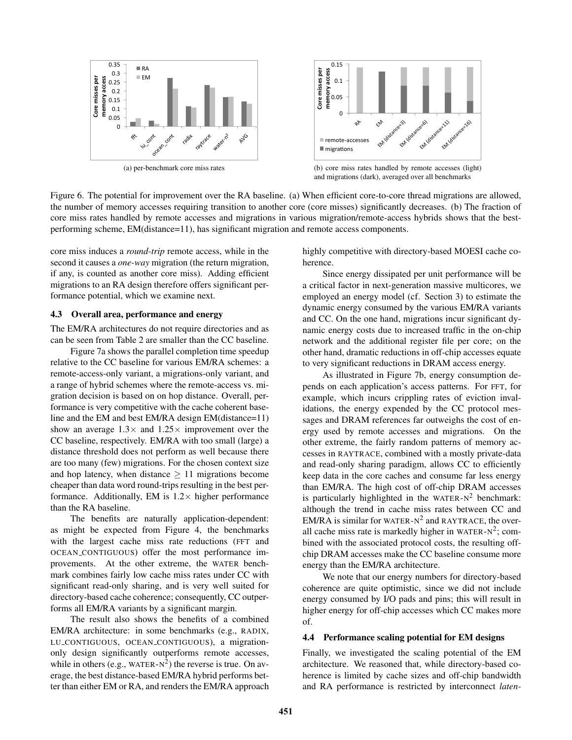(a) per-benchmark core miss rates

(b) core miss rates handled by remote accesses (light) and migrations (dark), averaged over all benchmarks

Figure 6. The potential for improvement over the RA baseline. (a) When efficient core-to-core thread migrations are allowed, the number of memory accesses requiring transition to another core (core misses) significantly decreases. (b) The fraction of core miss rates handled by remote accesses and migrations in various migration/remote-access hybrids shows that the best-performing scheme, EM(distance=11), has significant migration and remote access components.

core miss induces a *round-trip* remote access, while in the second it causes a *one-way* migration (the return migration, if any, is counted as another core miss). Adding efficient migrations to an RA design therefore offers significant performance potential, which we examine next.

### 4.3 Overall area, performance and energy

The EM/RA architectures do not require directories and as can be seen from Table 2 are smaller than the CC baseline.

Figure 7a shows the parallel completion time speedup relative to the CC baseline for various EM/RA schemes: a remote-access-only variant, a migrations-only variant, and a range of hybrid schemes where the remote-access vs. migration decision is based on on hop distance. Overall, performance is very competitive with the cache coherent baseline and the EM and best EM/RA design EM(distance=11) show an average $1.3\times$ and $1.25\times$ improvement over the CC baseline, respectively. EM/RA with too small (large) a distance threshold does not perform as well because there are too many (few) migrations. For the chosen context size and hop latency, when distance $\geq 11$ migrations become cheaper than data word round-trips resulting in the best performance. Additionally, EM is $1.2\times$ higher performance than the RA baseline.

The benefits are naturally application-dependent: as might be expected from Figure 4, the benchmarks with the largest cache miss rate reductions (FFT and OCEAN_CONTIGUOUS) offer the most performance improvements. At the other extreme, the WATER benchmark combines fairly low cache miss rates under CC with significant read-only sharing, and is very well suited for directory-based cache coherence; consequently, CC outperforms all EM/RA variants by a significant margin.

The result also shows the benefits of a combined EM/RA architecture: in some benchmarks (e.g., RADIX, LU_CONTIGUOUS, OCEAN_CONTIGUOUS), a migration-only design significantly outperforms remote accesses, while in others (e.g., WATER-N$^2$) the reverse is true. On average, the best distance-based EM/RA hybrid performs better than either EM or RA, and renders the EM/RA approach highly competitive with directory-based MOESI cache coherence.

Since energy dissipated per unit performance will be a critical factor in next-generation massive multicores, we employed an energy model (cf. Section 3) to estimate the dynamic energy consumed by the various EM/RA variants and CC. On the one hand, migrations incur significant dynamic energy costs due to increased traffic in the on-chip network and the additional register file per core; on the other hand, dramatic reductions in off-chip accesses equate to very significant reductions in DRAM access energy.

As illustrated in Figure 7b, energy consumption depends on each application's access patterns. For FFT, for example, which incurs crippling rates of eviction invalidations, the energy expended by the CC protocol messages and DRAM references far outweighs the cost of energy used by remote accesses and migrations. On the other extreme, the fairly random patterns of memory accesses in RAYTRACE, combined with a mostly private-data and read-only sharing paradigm, allows CC to efficiently keep data in the core caches and consume far less energy than EM/RA. The high cost of off-chip DRAM accesses is particularly highlighted in the WATER-N$^2$ benchmark: although the trend in cache miss rates between CC and EM/RA is similar for WATER-N$^2$ and RAYTRACE, the overall cache miss rate is markedly higher in WATER-N$^2$; combined with the associated protocol costs, the resulting off-chip DRAM accesses make the CC baseline consume more energy than the EM/RA architecture.

We note that our energy numbers for directory-based coherence are quite optimistic, since we did not include energy consumed by I/O pads and pins; this will result in higher energy for off-chip accesses which CC makes more of.

### 4.4 Performance scaling potential for EM designs

Finally, we investigated the scaling potential of the EM architecture. We reasoned that, while directory-based coherence is limited by cache sizes and off-chip bandwidth and RA performance is restricted by interconnect *laten-*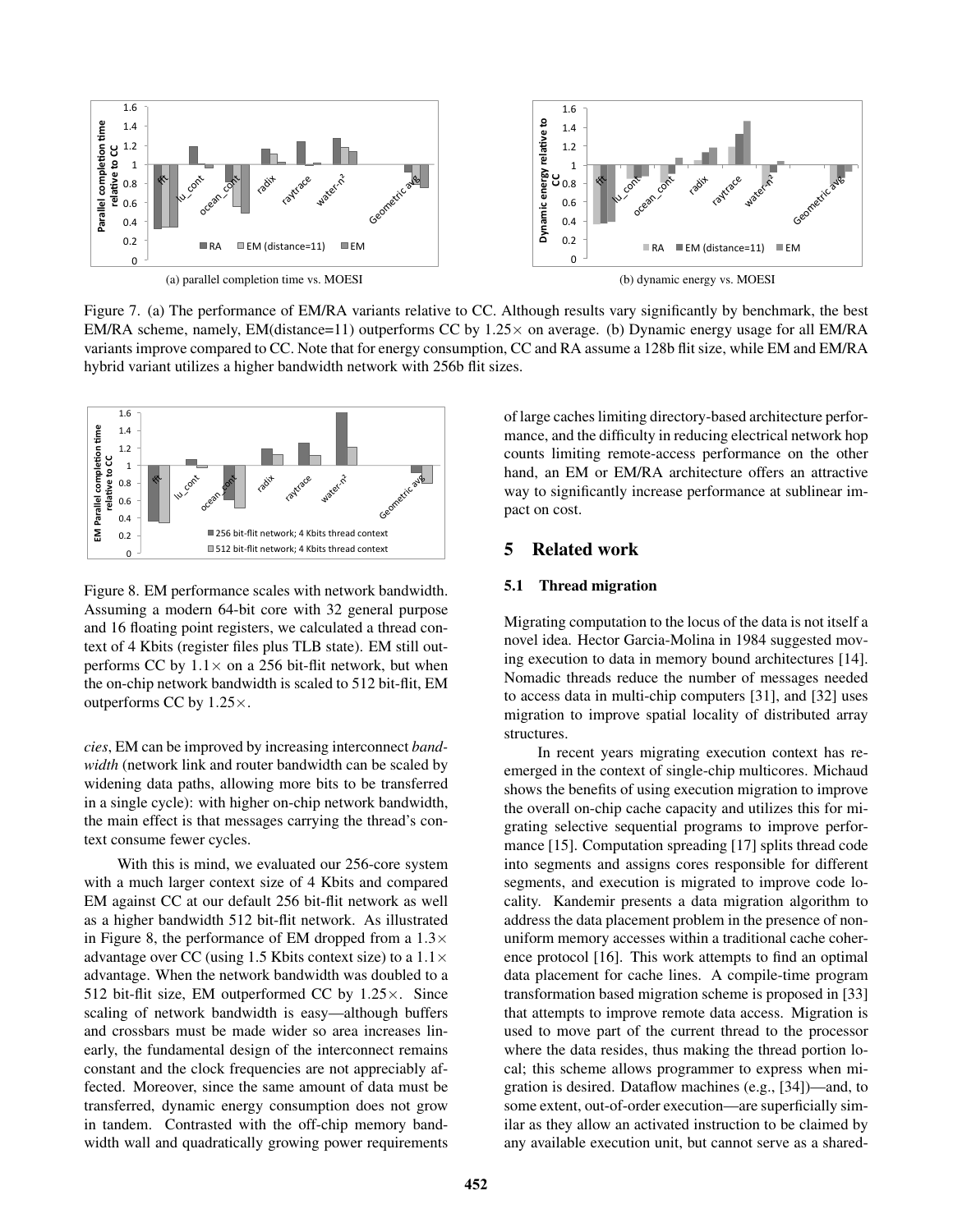(a) parallel completion time vs. MOESI

(b) dynamic energy vs. MOESI

Figure 7. (a) The performance of EM/RA variants relative to CC. Although results vary significantly by benchmark, the best EM/RA scheme, namely, EM(distance=11) outperforms CC by 1.25× on average. (b) Dynamic energy usage for all EM/RA variants improve compared to CC. Note that for energy consumption, CC and RA assume a 128b flit size, while EM and EM/RA hybrid variant utilizes a higher bandwidth network with 256b flit sizes.

Figure 8. EM performance scales with network bandwidth. Assuming a modern 64-bit core with 32 general purpose and 16 floating point registers, we calculated a thread context of 4 Kbits (register files plus TLB state). EM still outperforms CC by 1.1× on a 256 bit-flit network, but when the on-chip network bandwidth is scaled to 512 bit-flit, EM outperforms CC by 1.25×.

*cies*, EM can be improved by increasing interconnect *bandwidth* (network link and router bandwidth can be scaled by widening data paths, allowing more bits to be transferred in a single cycle): with higher on-chip network bandwidth, the main effect is that messages carrying the thread's context consume fewer cycles.

With this is mind, we evaluated our 256-core system with a much larger context size of 4 Kbits and compared EM against CC at our default 256 bit-flit network as well as a higher bandwidth 512 bit-flit network. As illustrated in Figure 8, the performance of EM dropped from a 1.3× advantage over CC (using 1.5 Kbits context size) to a 1.1× advantage. When the network bandwidth was doubled to a 512 bit-flit size, EM outperformed CC by 1.25×. Since scaling of network bandwidth is easy—although buffers and crossbars must be made wider so area increases linearly, the fundamental design of the interconnect remains constant and the clock frequencies are not appreciably affected. Moreover, since the same amount of data must be transferred, dynamic energy consumption does not grow in tandem. Contrasted with the off-chip memory bandwidth wall and quadratically growing power requirements of large caches limiting directory-based architecture performance, and the difficulty in reducing electrical network hop counts limiting remote-access performance on the other hand, an EM or EM/RA architecture offers an attractive way to significantly increase performance at sublinear impact on cost.

## 5 Related work

### 5.1 Thread migration

Migrating computation to the locus of the data is not itself a novel idea. Hector Garcia-Molina in 1984 suggested moving execution to data in memory bound architectures [14]. Nomadic threads reduce the number of messages needed to access data in multi-chip computers [31], and [32] uses migration to improve spatial locality of distributed array structures.

In recent years migrating execution context has re-emerged in the context of single-chip multicores. Michaud shows the benefits of using execution migration to improve the overall on-chip cache capacity and utilizes this for migrating selective sequential programs to improve performance [15]. Computation spreading [17] splits thread code into segments and assigns cores responsible for different segments, and execution is migrated to improve code locality. Kandemir presents a data migration algorithm to address the data placement problem in the presence of non-uniform memory accesses within a traditional cache coherence protocol [16]. This work attempts to find an optimal data placement for cache lines. A compile-time program transformation based migration scheme is proposed in [33] that attempts to improve remote data access. Migration is used to move part of the current thread to the processor where the data resides, thus making the thread portion local; this scheme allows programmer to express when migration is desired. Dataflow machines (e.g., [34])—and, to some extent, out-of-order execution—are superficially similar as they allow an activated instruction to be claimed by any available execution unit, but cannot serve as a shared-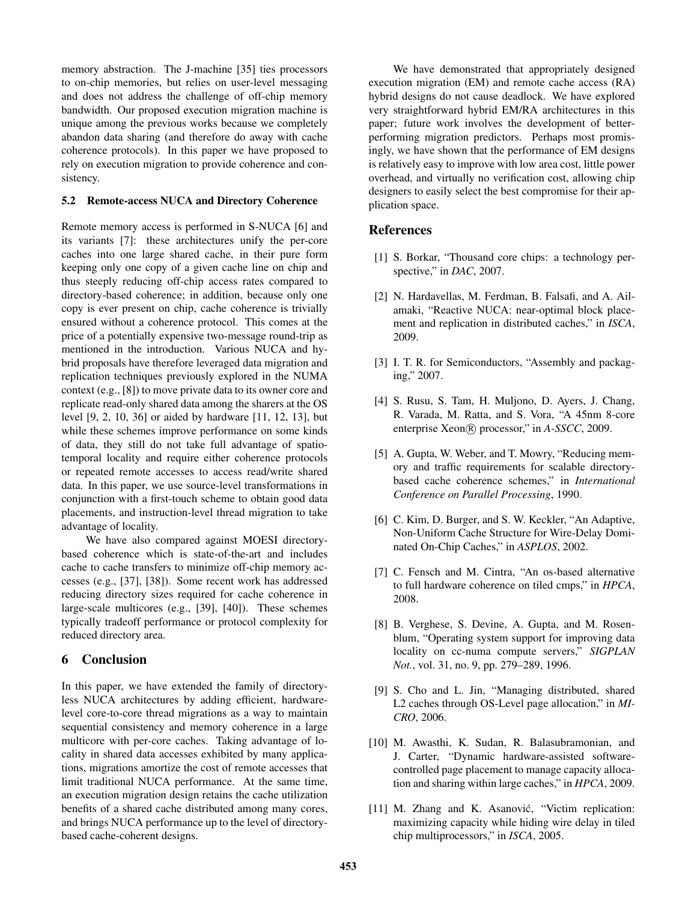memory abstraction. The J-machine [35] ties processors to on-chip memories, but relies on user-level messaging and does not address the challenge of off-chip memory bandwidth. Our proposed execution migration machine is unique among the previous works because we completely abandon data sharing (and therefore do away with cache coherence protocols). In this paper we have proposed to rely on execution migration to provide coherence and consistency.

### 5.2 Remote-access NUCA and Directory Coherence

Remote memory access is performed in S-NUCA [6] and its variants [7]: these architectures unify the per-core caches into one large shared cache, in their pure form keeping only one copy of a given cache line on chip and thus steeply reducing off-chip access rates compared to directory-based coherence; in addition, because only one copy is ever present on chip, cache coherence is trivially ensured without a coherence protocol. This comes at the price of a potentially expensive two-message round-trip as mentioned in the introduction. Various NUCA and hybrid proposals have therefore leveraged data migration and replication techniques previously explored in the NUMA context (e.g., [8]) to move private data to its owner core and replicate read-only shared data among the sharers at the OS level [9, 2, 10, 36] or aided by hardware [11, 12, 13], but while these schemes improve performance on some kinds of data, they still do not take full advantage of spatio-temporal locality and require either coherence protocols or repeated remote accesses to access read/write shared data. In this paper, we use source-level transformations in conjunction with a first-touch scheme to obtain good data placements, and instruction-level thread migration to take advantage of locality.

We have also compared against MOESI directory-based coherence which is state-of-the-art and includes cache to cache transfers to minimize off-chip memory accesses (e.g., [37], [38]). Some recent work has addressed reducing directory sizes required for cache coherence in large-scale multicores (e.g., [39], [40]). These schemes typically tradeoff performance or protocol complexity for reduced directory area.

## 6 Conclusion

In this paper, we have extended the family of directoryless NUCA architectures by adding efficient, hardware-level core-to-core thread migrations as a way to maintain sequential consistency and memory coherence in a large multicore with per-core caches. Taking advantage of locality in shared data accesses exhibited by many applications, migrations amortize the cost of remote accesses that limit traditional NUCA performance. At the same time, an execution migration design retains the cache utilization benefits of a shared cache distributed among many cores, and brings NUCA performance up to the level of directory-based cache-coherent designs.

We have demonstrated that appropriately designed execution migration (EM) and remote cache access (RA) hybrid designs do not cause deadlock. We have explored very straightforward hybrid EM/RA architectures in this paper; future work involves the development of better-performing migration predictors. Perhaps most promisingly, we have shown that the performance of EM designs is relatively easy to improve with low area cost, little power overhead, and virtually no verification cost, allowing chip designers to easily select the best compromise for their application space.

## References

[1] S. Borkar, "Thousand core chips: a technology perspective," in *DAC*, 2007.

[2] N. Hardavellas, M. Ferdman, B. Falsafi, and A. Ailamaki, "Reactive NUCA: near-optimal block placement and replication in distributed caches," in *ISCA*, 2009.

[3] I. T. R. for Semiconductors, "Assembly and packaging," 2007.

[4] S. Rusu, S. Tam, H. Muljono, D. Ayers, J. Chang, R. Varada, M. Ratta, and S. Vora, "A 45nm 8-core enterprise Xeon® processor," in *A-SSCC*, 2009.

[5] A. Gupta, W. Weber, and T. Mowry, "Reducing memory and traffic requirements for scalable directory-based cache coherence schemes," in *International Conference on Parallel Processing*, 1990.

[6] C. Kim, D. Burger, and S. W. Keckler, "An Adaptive, Non-Uniform Cache Structure for Wire-Delay Dominated On-Chip Caches," in *ASPLOS*, 2002.

[7] C. Fensch and M. Cintra, "An os-based alternative to full hardware coherence on tiled cmps," in *HPCA*, 2008.

[8] B. Verghese, S. Devine, A. Gupta, and M. Rosenblum, "Operating system support for improving data locality on cc-numa compute servers," *SIGPLAN Not.*, vol. 31, no. 9, pp. 279–289, 1996.

[9] S. Cho and L. Jin, "Managing distributed, shared L2 caches through OS-Level page allocation," in *MICRO*, 2006.

[10] M. Awasthi, K. Sudan, R. Balasubramonian, and J. Carter, "Dynamic hardware-assisted software-controlled page placement to manage capacity allocation and sharing within large caches," in *HPCA*, 2009.

[11] M. Zhang and K. Asanović, "Victim replication: maximizing capacity while hiding wire delay in tiled chip multiprocessors," in *ISCA*, 2005.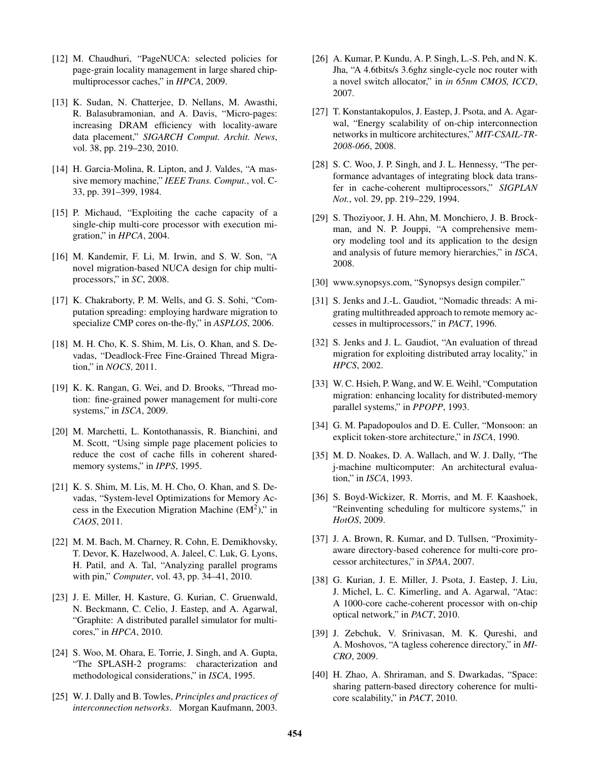[12] M. Chaudhuri, "PageNUCA: selected policies for page-grain locality management in large shared chip-multiprocessor caches," in *HPCA*, 2009.

[13] K. Sudan, N. Chatterjee, D. Nellans, M. Awasthi, R. Balasubramonian, and A. Davis, "Micro-pages: increasing DRAM efficiency with locality-aware data placement," *SIGARCH Comput. Archit. News*, vol. 38, pp. 219–230, 2010.

[14] H. Garcia-Molina, R. Lipton, and J. Valdes, "A massive memory machine," *IEEE Trans. Comput.*, vol. C-33, pp. 391–399, 1984.

[15] P. Michaud, "Exploiting the cache capacity of a single-chip multi-core processor with execution migration," in *HPCA*, 2004.

[16] M. Kandemir, F. Li, M. Irwin, and S. W. Son, "A novel migration-based NUCA design for chip multiprocessors," in *SC*, 2008.

[17] K. Chakraborty, P. M. Wells, and G. S. Sohi, "Computation spreading: employing hardware migration to specialize CMP cores on-the-fly," in *ASPLOS*, 2006.

[18] M. H. Cho, K. S. Shim, M. Lis, O. Khan, and S. Devadas, "Deadlock-Free Fine-Grained Thread Migration," in *NOCS*, 2011.

[19] K. K. Rangan, G. Wei, and D. Brooks, "Thread motion: fine-grained power management for multi-core systems," in *ISCA*, 2009.

[20] M. Marchetti, L. Kontothanassis, R. Bianchini, and M. Scott, "Using simple page placement policies to reduce the cost of cache fills in coherent shared-memory systems," in *IPPS*, 1995.

[21] K. S. Shim, M. Lis, M. H. Cho, O. Khan, and S. Devadas, "System-level Optimizations for Memory Access in the Execution Migration Machine ($EM^2$)," in *CAOS*, 2011.

[22] M. M. Bach, M. Charney, R. Cohn, E. Demikhovsky, T. Devor, K. Hazelwood, A. Jaleel, C. Luk, G. Lyons, H. Patil, and A. Tal, "Analyzing parallel programs with pin," *Computer*, vol. 43, pp. 34–41, 2010.

[23] J. E. Miller, H. Kasture, G. Kurian, C. Gruenwald, N. Beckmann, C. Celio, J. Eastep, and A. Agarwal, "Graphite: A distributed parallel simulator for multicores," in *HPCA*, 2010.

[24] S. Woo, M. Ohara, E. Torrie, J. Singh, and A. Gupta, "The SPLASH-2 programs: characterization and methodological considerations," in *ISCA*, 1995.

[25] W. J. Dally and B. Towles, *Principles and practices of interconnection networks*. Morgan Kaufmann, 2003.

[26] A. Kumar, P. Kundu, A. P. Singh, L.-S. Peh, and N. K. Jha, "A 4.6tbits/s 3.6ghz single-cycle noc router with a novel switch allocator," in *in 65nm CMOS, ICCD*, 2007.

[27] T. Konstantakopulos, J. Eastep, J. Psota, and A. Agarwal, "Energy scalability of on-chip interconnection networks in multicore architectures," *MIT-CSAIL-TR-2008-066*, 2008.

[28] S. C. Woo, J. P. Singh, and J. L. Hennessy, "The performance advantages of integrating block data transfer in cache-coherent multiprocessors," *SIGPLAN Not.*, vol. 29, pp. 219–229, 1994.

[29] S. Thoziyoor, J. H. Ahn, M. Monchiero, J. B. Brockman, and N. P. Jouppi, "A comprehensive memory modeling tool and its application to the design and analysis of future memory hierarchies," in *ISCA*, 2008.

[30] www.synopsys.com, "Synopsys design compiler."

[31] S. Jenks and J.-L. Gaudiot, "Nomadic threads: A migrating multithreaded approach to remote memory accesses in multiprocessors," in *PACT*, 1996.

[32] S. Jenks and J. L. Gaudiot, "An evaluation of thread migration for exploiting distributed array locality," in *HPCS*, 2002.

[33] W. C. Hsieh, P. Wang, and W. E. Weihl, "Computation migration: enhancing locality for distributed-memory parallel systems," in *PPOPP*, 1993.

[34] G. M. Papadopoulos and D. E. Culler, "Monsoon: an explicit token-store architecture," in *ISCA*, 1990.

[35] M. D. Noakes, D. A. Wallach, and W. J. Dally, "The j-machine multicomputer: An architectural evaluation," in *ISCA*, 1993.

[36] S. Boyd-Wickizer, R. Morris, and M. F. Kaashoek, "Reinventing scheduling for multicore systems," in *HotOS*, 2009.

[37] J. A. Brown, R. Kumar, and D. Tullsen, "Proximity-aware directory-based coherence for multi-core processor architectures," in *SPAA*, 2007.

[38] G. Kurian, J. E. Miller, J. Psota, J. Eastep, J. Liu, J. Michel, L. C. Kimerling, and A. Agarwal, "Atac: A 1000-core cache-coherent processor with on-chip optical network," in *PACT*, 2010.

[39] J. Zebchuk, V. Srinivasan, M. K. Qureshi, and A. Moshovos, "A tagless coherence directory," in *MICRO*, 2009.

[40] H. Zhao, A. Shriraman, and S. Dwarkadas, "Space: sharing pattern-based directory coherence for multicore scalability," in *PACT*, 2010.